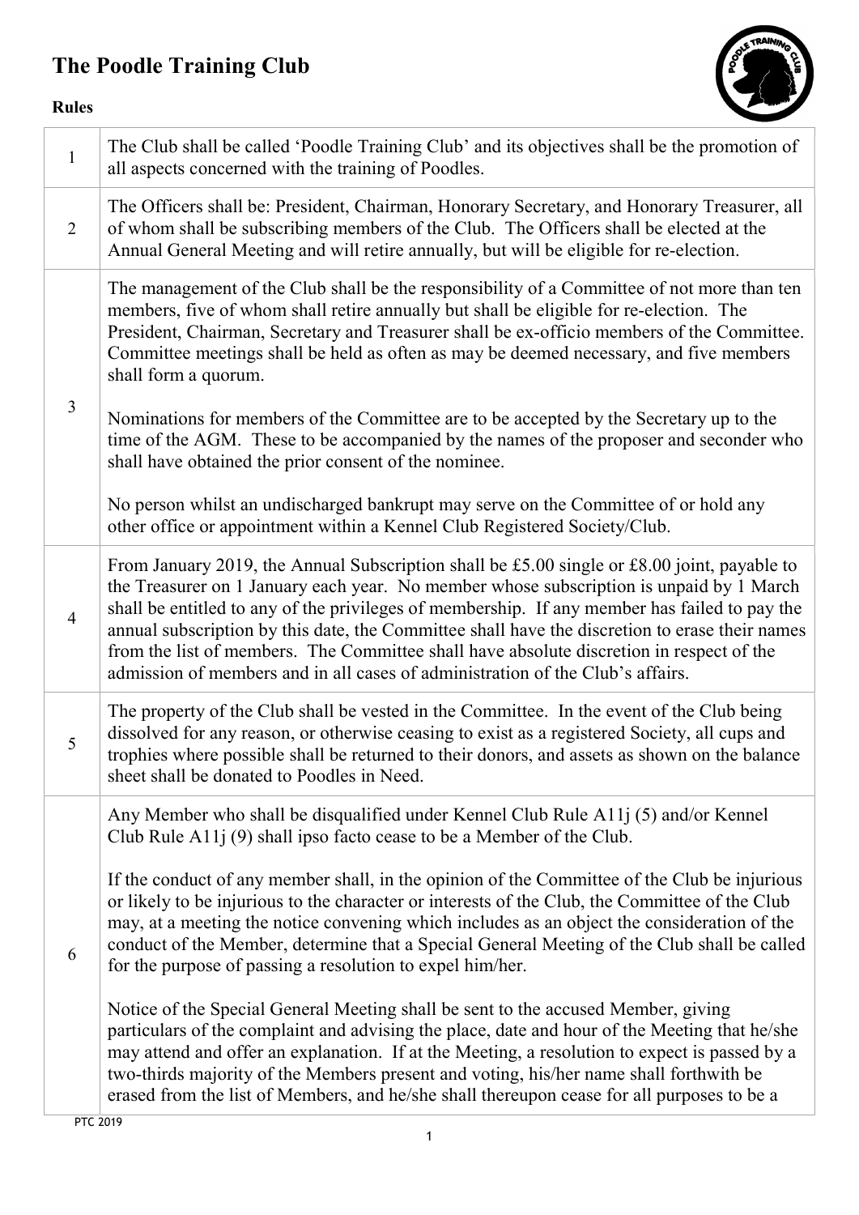# The Poodle Training Club

**Rules**

| | |
|---|---|
| 1 | The Club shall be called 'Poodle Training Club' and its objectives shall be the promotion of all aspects concerned with the training of Poodles. |
| 2 | The Officers shall be: President, Chairman, Honorary Secretary, and Honorary Treasurer, all of whom shall be subscribing members of the Club. The Officers shall be elected at the Annual General Meeting and will retire annually, but will be eligible for re-election. |
| 3 | The management of the Club shall be the responsibility of a Committee of not more than ten members, five of whom shall retire annually but shall be eligible for re-election. The President, Chairman, Secretary and Treasurer shall be ex-officio members of the Committee. Committee meetings shall be held as often as may be deemed necessary, and five members shall form a quorum.<br><br>Nominations for members of the Committee are to be accepted by the Secretary up to the time of the AGM. These to be accompanied by the names of the proposer and seconder who shall have obtained the prior consent of the nominee.<br><br>No person whilst an undischarged bankrupt may serve on the Committee of or hold any other office or appointment within a Kennel Club Registered Society/Club. |
| 4 | From January 2019, the Annual Subscription shall be £5.00 single or £8.00 joint, payable to the Treasurer on 1 January each year. No member whose subscription is unpaid by 1 March shall be entitled to any of the privileges of membership. If any member has failed to pay the annual subscription by this date, the Committee shall have the discretion to erase their names from the list of members. The Committee shall have absolute discretion in respect of the admission of members and in all cases of administration of the Club's affairs. |
| 5 | The property of the Club shall be vested in the Committee. In the event of the Club being dissolved for any reason, or otherwise ceasing to exist as a registered Society, all cups and trophies where possible shall be returned to their donors, and assets as shown on the balance sheet shall be donated to Poodles in Need. |
| 6 | Any Member who shall be disqualified under Kennel Club Rule A11j (5) and/or Kennel Club Rule A11j (9) shall ipso facto cease to be a Member of the Club.<br><br>If the conduct of any member shall, in the opinion of the Committee of the Club be injurious or likely to be injurious to the character or interests of the Club, the Committee of the Club may, at a meeting the notice convening which includes as an object the consideration of the conduct of the Member, determine that a Special General Meeting of the Club shall be called for the purpose of passing a resolution to expel him/her.<br><br>Notice of the Special General Meeting shall be sent to the accused Member, giving particulars of the complaint and advising the place, date and hour of the Meeting that he/she may attend and offer an explanation. If at the Meeting, a resolution to expect is passed by a two-thirds majority of the Members present and voting, his/her name shall forthwith be erased from the list of Members, and he/she shall thereupon cease for all purposes to be a |

PTC 2019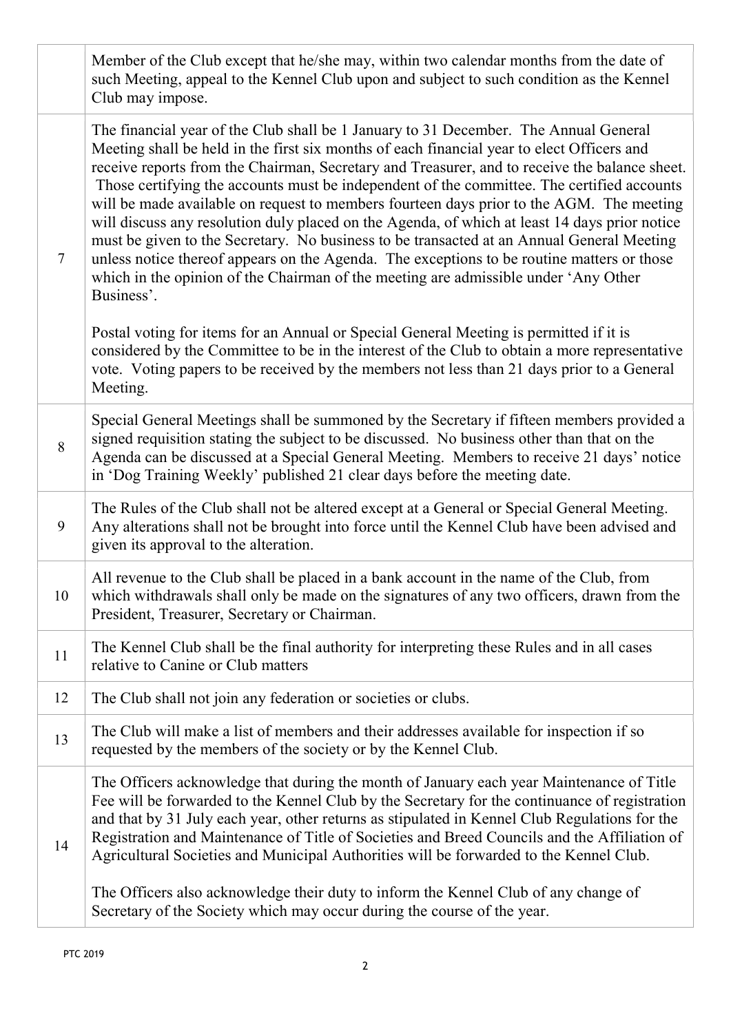| | |
|---|---|
| | Member of the Club except that he/she may, within two calendar months from the date of such Meeting, appeal to the Kennel Club upon and subject to such condition as the Kennel Club may impose. |
| 7 | The financial year of the Club shall be 1 January to 31 December. The Annual General Meeting shall be held in the first six months of each financial year to elect Officers and receive reports from the Chairman, Secretary and Treasurer, and to receive the balance sheet. Those certifying the accounts must be independent of the committee. The certified accounts will be made available on request to members fourteen days prior to the AGM. The meeting will discuss any resolution duly placed on the Agenda, of which at least 14 days prior notice must be given to the Secretary. No business to be transacted at an Annual General Meeting unless notice thereof appears on the Agenda. The exceptions to be routine matters or those which in the opinion of the Chairman of the meeting are admissible under 'Any Other Business'.<br><br>Postal voting for items for an Annual or Special General Meeting is permitted if it is considered by the Committee to be in the interest of the Club to obtain a more representative vote. Voting papers to be received by the members not less than 21 days prior to a General Meeting. |
| 8 | Special General Meetings shall be summoned by the Secretary if fifteen members provided a signed requisition stating the subject to be discussed. No business other than that on the Agenda can be discussed at a Special General Meeting. Members to receive 21 days' notice in 'Dog Training Weekly' published 21 clear days before the meeting date. |
| 9 | The Rules of the Club shall not be altered except at a General or Special General Meeting. Any alterations shall not be brought into force until the Kennel Club have been advised and given its approval to the alteration. |
| 10 | All revenue to the Club shall be placed in a bank account in the name of the Club, from which withdrawals shall only be made on the signatures of any two officers, drawn from the President, Treasurer, Secretary or Chairman. |
| 11 | The Kennel Club shall be the final authority for interpreting these Rules and in all cases relative to Canine or Club matters |
| 12 | The Club shall not join any federation or societies or clubs. |
| 13 | The Club will make a list of members and their addresses available for inspection if so requested by the members of the society or by the Kennel Club. |
| 14 | The Officers acknowledge that during the month of January each year Maintenance of Title Fee will be forwarded to the Kennel Club by the Secretary for the continuance of registration and that by 31 July each year, other returns as stipulated in Kennel Club Regulations for the Registration and Maintenance of Title of Societies and Breed Councils and the Affiliation of Agricultural Societies and Municipal Authorities will be forwarded to the Kennel Club.<br><br>The Officers also acknowledge their duty to inform the Kennel Club of any change of Secretary of the Society which may occur during the course of the year. |

PTC 2019